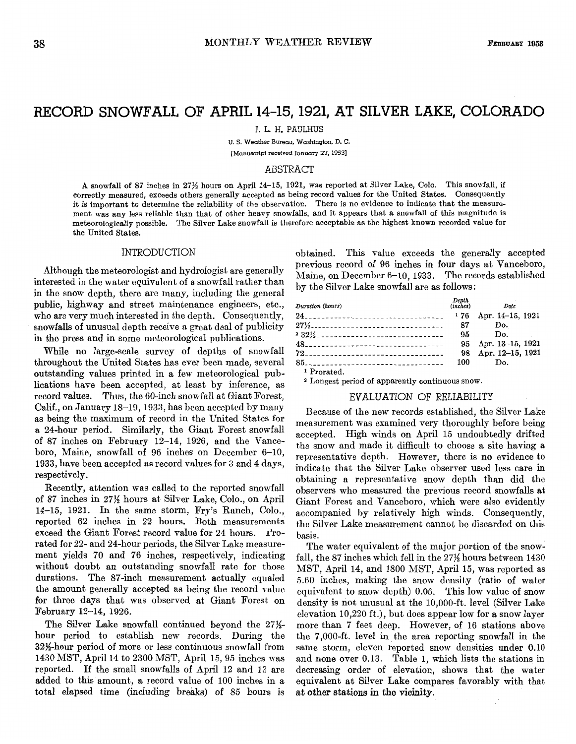# RECORD SNOWFALL OF APRIL 14–15, 1921, AT SILVER LAKE, COLORADO

J. L. H. PAULHUS

U. S. Weather Bureau, Washington, D. C.

[Manuscript received January 27, 1953]

## ABSTRACT

A snowfall of 87 inches in 27½ hours on April 14–15, 1921, was reported at Silver Lake, Colo. This snowfall, if correctly measured, exceeds others generally accepted as being record values for the United States. Consequently it is important to determine the reliability of the observation. There is no evidence to indicate that the measurement was any less reliable than that of other heavy snowfalls, and it appears that a snowfall of this magnitude is meteorologically possible. The Silver Lake snowfall is therefore acceptable as the highest known recorded value for the United States.

## INTRODUCTION

Although the meteorologist and hydrologist are generally interested in the water equivalent of a snowfall rather than in the snow depth, there are many, including the general public, highway and street maintenance engineers, etc., who are very much interested in the depth. Consequently, snowfalls of unusual depth receive a great deal of publicity in the press and in some meteorological publications.

While no large-scale survey of depths of snowfall throughout the United States has ever been made, several outstanding values printed in a few meteorological publications have been accepted, at least by inference, as record values. Thus, the 60-inch snowfall at Giant Forest, Calif., on January 18–19, 1933, has been accepted by many as being the maximum of record in the United States for a 24-hour period. Similarly, the Giant Forest snowfall of 87 inches on February 12–14, 1926, and the Vanceboro, Maine, snowfall of 96 inches on December 6–10, 1933, have been accepted as record values for 3 and 4 days, respectively.

Recently, attention was called to the reported snowfall of 87 inches in 27½ hours at Silver Lake, Colo., on April 14–15, 1921. In the same storm, Fry's Ranch, Colo., reported 62 inches in 22 hours. Both measurements exceed the Giant Forest record value for 24 hours. Prorated for 22- and 24-hour periods, the Silver Lake measurement yields 70 and 76 inches, respectively, indicating without doubt an outstanding snowfall rate for those durations. The 87-inch measurement actually equaled the amount generally accepted as being the record value for three days that was observed at Giant Forest on February 12–14, 1926.

The Silver Lake snowfall continued beyond the 27½-hour period to establish new records. During the 32½-hour period of more or less continuous snowfall from 1430 MST, April 14 to 2300 MST, April 15, 95 inches was reported. If the small snowfalls of April 12 and 13 are added to this amount, a record value of 100 inches in a total elapsed time (including breaks) of 85 hours is obtained. This value exceeds the generally accepted previous record of 96 inches in four days at Vanceboro, Maine, on December 6–10, 1933. The records established by the Silver Lake snowfall are as follows:

| *Duration (hours)* | *Depth (inches)* | *Date* |
|---|---|---|
| 24 | [1] 76 | Apr. 14–15, 1921 |
| 27½ | 87 | Do. |
| [2] 32½ | 95 | Do. |
| 48 | 95 | Apr. 13–15, 1921 |
| 72 | 98 | Apr. 12–15, 1921 |
| 85 | 100 | Do. |

[1] Prorated.

[2] Longest period of apparently continuous snow.

## EVALUATION OF RELIABILITY

Because of the new records established, the Silver Lake measurement was examined very thoroughly before being accepted. High winds on April 15 undoubtedly drifted the snow and made it difficult to choose a site having a representative depth. However, there is no evidence to indicate that the Silver Lake observer used less care in obtaining a representative snow depth than did the observers who measured the previous record snowfalls at Giant Forest and Vanceboro, which were also evidently accompanied by relatively high winds. Consequently, the Silver Lake measurement cannot be discarded on this basis.

The water equivalent of the major portion of the snowfall, the 87 inches which fell in the 27½ hours between 1430 MST, April 14, and 1800 MST, April 15, was reported as 5.60 inches, making the snow density (ratio of water equivalent to snow depth) 0.06. This low value of snow density is not unusual at the 10,000-ft. level (Silver Lake elevation 10,220 ft.), but does appear low for a snow layer more than 7 feet deep. However, of 16 stations above the 7,000-ft. level in the area reporting snowfall in the same storm, eleven reported snow densities under 0.10 and none over 0.13. Table 1, which lists the stations in decreasing order of elevation, shows that the water equivalent at Silver Lake compares favorably with that at other stations in the vicinity.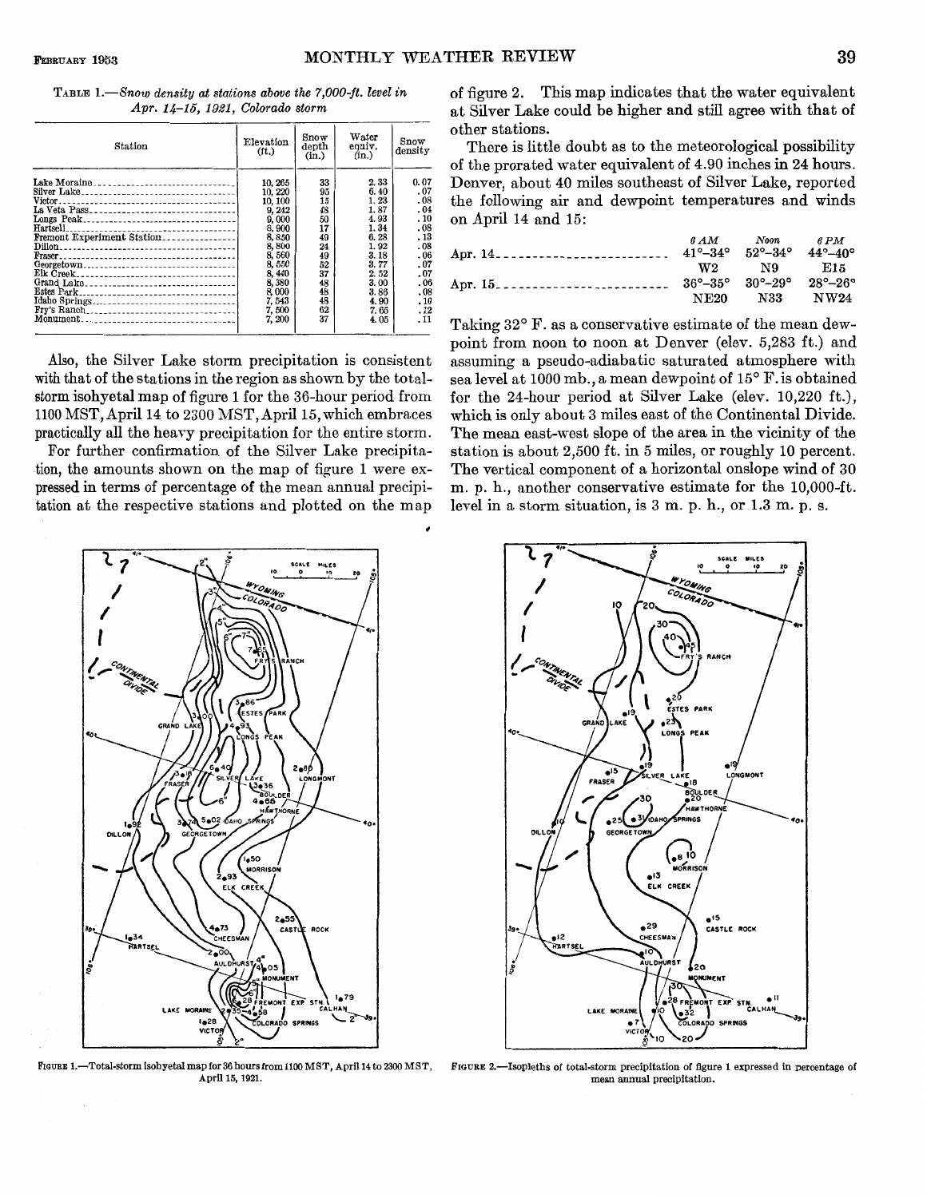TABLE 1.—*Snow density at stations above the 7,000-ft. level in Apr. 14–15, 1921, Colorado storm*

| Station | Elevation (ft.) | Snow depth (in.) | Water equiv. (in.) | Snow density |
|---|---|---|---|---|
| Lake Moraine | 10,265 | 33 | 2.33 | 0.07 |
| Silver Lake | 10,220 | 95 | 6.40 | .07 |
| Victor | 10,100 | 15 | 1.23 | .08 |
| La Veta Pass | 9,242 | 48 | 1.87 | .04 |
| Longs Peak | 9,000 | 50 | 4.93 | .10 |
| Hartsell | 8,900 | 17 | 1.34 | .08 |
| Fremont Experiment Station | 8,850 | 49 | 6.28 | .13 |
| Dillon | 8,800 | 24 | 1.92 | .08 |
| Fraser | 8,560 | 49 | 3.18 | .06 |
| Georgetown | 8,550 | 52 | 3.77 | .07 |
| Elk Creek | 8,440 | 37 | 2.52 | .07 |
| Grand Lake | 8,380 | 48 | 3.00 | .06 |
| Estes Park | 8,000 | 48 | 3.86 | .08 |
| Idaho Springs | 7,543 | 48 | 4.90 | .10 |
| Fry's Ranch | 7,500 | 62 | 7.65 | .12 |
| Monument | 7,200 | 37 | 4.05 | .11 |

Also, the Silver Lake storm precipitation is consistent with that of the stations in the region as shown by the total-storm isohyetal map of figure 1 for the 36-hour period from 1100 MST, April 14 to 2300 MST, April 15, which embraces practically all the heavy precipitation for the entire storm.

For further confirmation of the Silver Lake precipitation, the amounts shown on the map of figure 1 were expressed in terms of percentage of the mean annual precipitation at the respective stations and plotted on the map of figure 2. This map indicates that the water equivalent at Silver Lake could be higher and still agree with that of other stations.

There is little doubt as to the meteorological possibility of the prorated water equivalent of 4.90 inches in 24 hours. Denver, about 40 miles southeast of Silver Lake, reported the following air and dewpoint temperatures and winds on April 14 and 15:

| | *6 AM* | *Noon* | *6 PM* |
|---|---|---|---|
| Apr. 14 | 41°–34° | 52°–34° | 44°–40° |
| | W2 | N9 | E15 |
| Apr. 15 | 36°–35° | 30°–29° | 28°–26° |
| | NE20 | N33 | NW24 |

Taking 32° F. as a conservative estimate of the mean dewpoint from noon to noon at Denver (elev. 5,283 ft.) and assuming a pseudo-adiabatic saturated atmosphere with sea level at 1000 mb., a mean dewpoint of 15° F. is obtained for the 24-hour period at Silver Lake (elev. 10,220 ft.), which is only about 3 miles east of the Continental Divide. The mean east-west slope of the area in the vicinity of the station is about 2,500 ft. in 5 miles, or roughly 10 percent. The vertical component of a horizontal onslope wind of 30 m. p. h., another conservative estimate for the 10,000-ft. level in a storm situation, is 3 m. p. h., or 1.3 m. p. s.

FIGURE 1.—Total-storm isohyetal map for 36 hours from 1100 MST, April 14 to 2300 MST, April 15, 1921.

FIGURE 2.—Isopleths of total-storm precipitation of figure 1 expressed in percentage of mean annual precipitation.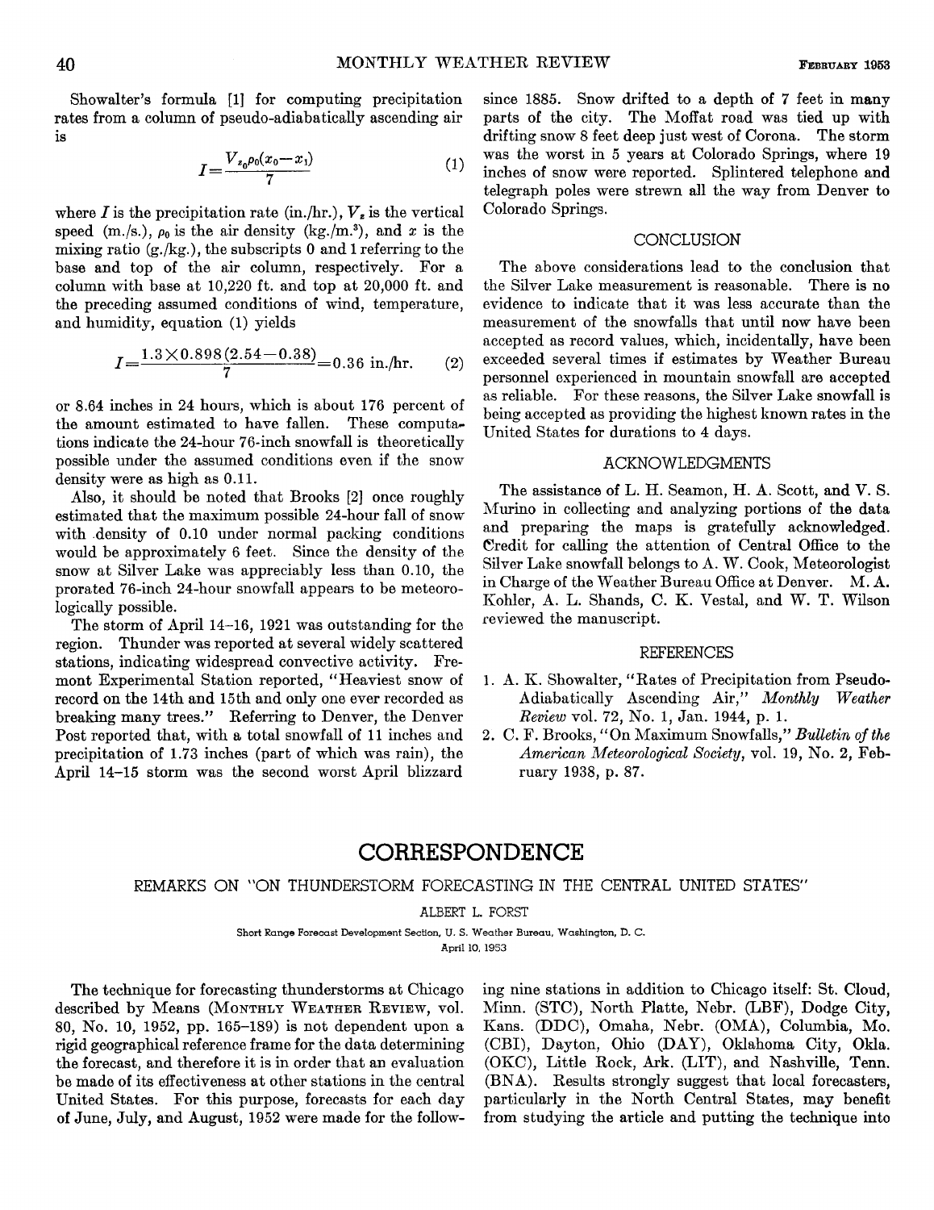Showalter's formula [1] for computing precipitation rates from a column of pseudo-adiabatically ascending air is

$$I = \frac{V_{z_0}\rho_0(x_0 - x_1)}{7} \tag{1}$$

where $I$ is the precipitation rate (in./hr.), $V_z$ is the vertical speed (m./s.), $\rho_0$ is the air density (kg./m.$^3$), and $x$ is the mixing ratio (g./kg.), the subscripts 0 and 1 referring to the base and top of the air column, respectively. For a column with base at 10,220 ft. and top at 20,000 ft. and the preceding assumed conditions of wind, temperature, and humidity, equation (1) yields

$$I = \frac{1.3 \times 0.898\,(2.54 - 0.38)}{7} = 0.36 \text{ in./hr.} \tag{2}$$

or 8.64 inches in 24 hours, which is about 176 percent of the amount estimated to have fallen. These computations indicate the 24-hour 76-inch snowfall is theoretically possible under the assumed conditions even if the snow density were as high as 0.11.

Also, it should be noted that Brooks [2] once roughly estimated that the maximum possible 24-hour fall of snow with density of 0.10 under normal packing conditions would be approximately 6 feet. Since the density of the snow at Silver Lake was appreciably less than 0.10, the prorated 76-inch 24-hour snowfall appears to be meteorologically possible.

The storm of April 14–16, 1921 was outstanding for the region. Thunder was reported at several widely scattered stations, indicating widespread convective activity. Fremont Experimental Station reported, "Heaviest snow of record on the 14th and 15th and only one ever recorded as breaking many trees." Referring to Denver, the Denver Post reported that, with a total snowfall of 11 inches and precipitation of 1.73 inches (part of which was rain), the April 14–15 storm was the second worst April blizzard since 1885. Snow drifted to a depth of 7 feet in many parts of the city. The Moffat road was tied up with drifting snow 8 feet deep just west of Corona. The storm was the worst in 5 years at Colorado Springs, where 19 inches of snow were reported. Splintered telephone and telegraph poles were strewn all the way from Denver to Colorado Springs.

## CONCLUSION

The above considerations lead to the conclusion that the Silver Lake measurement is reasonable. There is no evidence to indicate that it was less accurate than the measurement of the snowfalls that until now have been accepted as record values, which, incidentally, have been exceeded several times if estimates by Weather Bureau personnel experienced in mountain snowfall are accepted as reliable. For these reasons, the Silver Lake snowfall is being accepted as providing the highest known rates in the United States for durations to 4 days.

## ACKNOWLEDGMENTS

The assistance of L. H. Seamon, H. A. Scott, and V. S. Murino in collecting and analyzing portions of the data and preparing the maps is gratefully acknowledged. Credit for calling the attention of Central Office to the Silver Lake snowfall belongs to A. W. Cook, Meteorologist in Charge of the Weather Bureau Office at Denver. M. A. Kohler, A. L. Shands, C. K. Vestal, and W. T. Wilson reviewed the manuscript.

## REFERENCES

1. A. K. Showalter, "Rates of Precipitation from Pseudo-Adiabatically Ascending Air," *Monthly Weather Review* vol. 72, No. 1, Jan. 1944, p. 1.
2. C. F. Brooks, "On Maximum Snowfalls," *Bulletin of the American Meteorological Society*, vol. 19, No. 2, February 1938, p. 87.

# CORRESPONDENCE

## REMARKS ON "ON THUNDERSTORM FORECASTING IN THE CENTRAL UNITED STATES"

ALBERT L. FORST

Short Range Forecast Development Section, U. S. Weather Bureau, Washington, D. C.
April 10, 1953

The technique for forecasting thunderstorms at Chicago described by Means (MONTHLY WEATHER REVIEW, vol. 80, No. 10, 1952, pp. 165–189) is not dependent upon a rigid geographical reference frame for the data determining the forecast, and therefore it is in order that an evaluation be made of its effectiveness at other stations in the central United States. For this purpose, forecasts for each day of June, July, and August, 1952 were made for the following nine stations in addition to Chicago itself: St. Cloud, Minn. (STC), North Platte, Nebr. (LBF), Dodge City, Kans. (DDC), Omaha, Nebr. (OMA), Columbia, Mo. (CBI), Dayton, Ohio (DAY), Oklahoma City, Okla. (OKC), Little Rock, Ark. (LIT), and Nashville, Tenn. (BNA). Results strongly suggest that local forecasters, particularly in the North Central States, may benefit from studying the article and putting the technique into